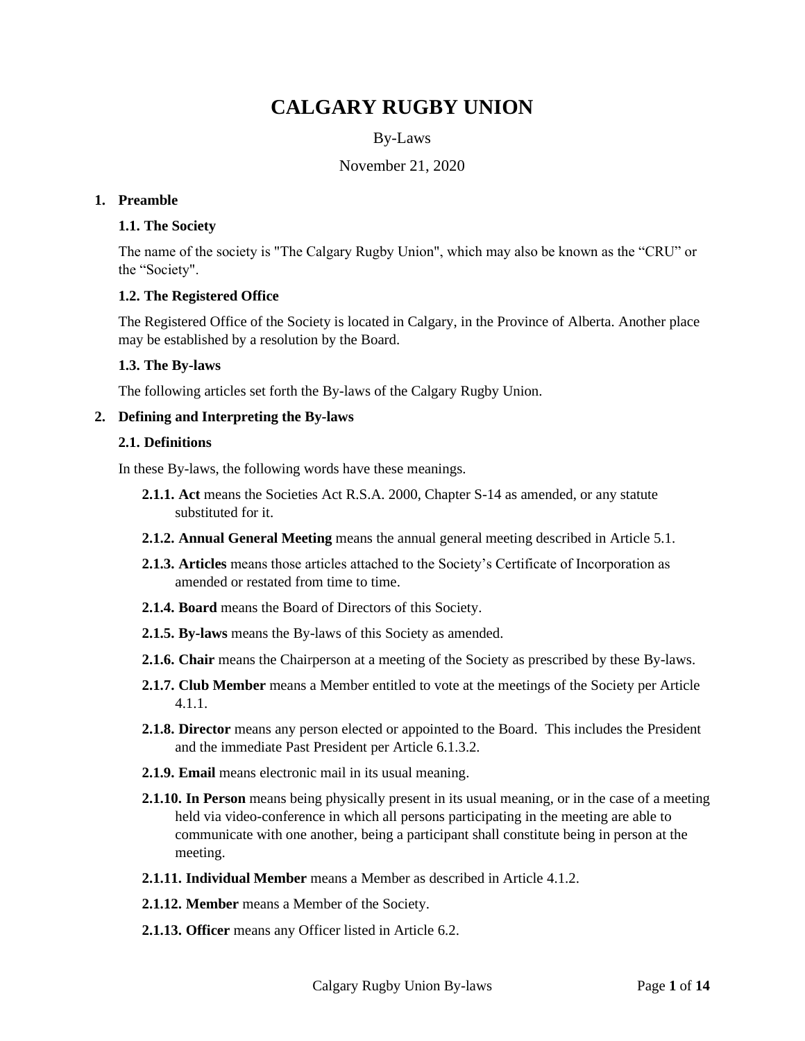# CALGARY RUGBY UNION

By-Laws

November 21, 2020

## 1. Preamble

### 1.1. The Society

The name of the society is "The Calgary Rugby Union", which may also be known as the "CRU" or the "Society".

### 1.2. The Registered Office

The Registered Office of the Society is located in Calgary, in the Province of Alberta. Another place may be established by a resolution by the Board.

### 1.3. The By-laws

The following articles set forth the By-laws of the Calgary Rugby Union.

## 2. Defining and Interpreting the By-laws

### 2.1. Definitions

In these By-laws, the following words have these meanings.

**2.1.1. Act** means the Societies Act R.S.A. 2000, Chapter S-14 as amended, or any statute substituted for it.

**2.1.2. Annual General Meeting** means the annual general meeting described in Article 5.1.

**2.1.3. Articles** means those articles attached to the Society's Certificate of Incorporation as amended or restated from time to time.

**2.1.4. Board** means the Board of Directors of this Society.

**2.1.5. By-laws** means the By-laws of this Society as amended.

**2.1.6. Chair** means the Chairperson at a meeting of the Society as prescribed by these By-laws.

**2.1.7. Club Member** means a Member entitled to vote at the meetings of the Society per Article 4.1.1.

**2.1.8. Director** means any person elected or appointed to the Board. This includes the President and the immediate Past President per Article 6.1.3.2.

**2.1.9. Email** means electronic mail in its usual meaning.

**2.1.10. In Person** means being physically present in its usual meaning, or in the case of a meeting held via video-conference in which all persons participating in the meeting are able to communicate with one another, being a participant shall constitute being in person at the meeting.

**2.1.11. Individual Member** means a Member as described in Article 4.1.2.

**2.1.12. Member** means a Member of the Society.

**2.1.13. Officer** means any Officer listed in Article 6.2.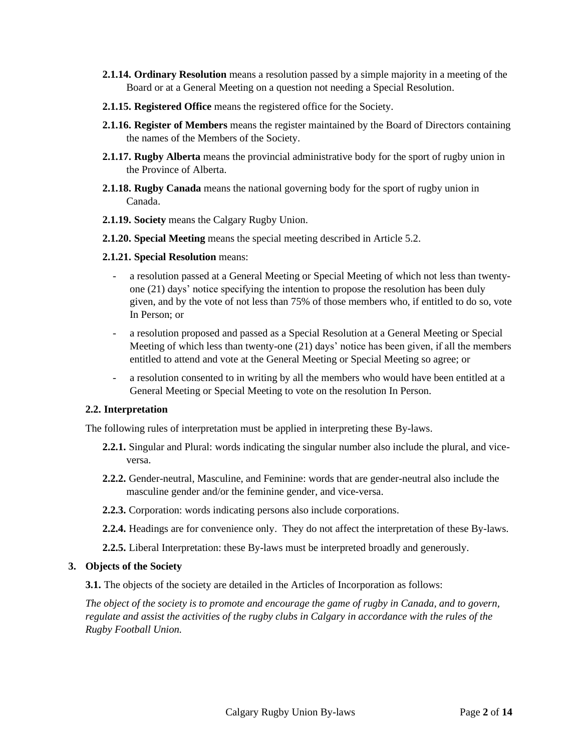**2.1.14. Ordinary Resolution** means a resolution passed by a simple majority in a meeting of the Board or at a General Meeting on a question not needing a Special Resolution.

**2.1.15. Registered Office** means the registered office for the Society.

**2.1.16. Register of Members** means the register maintained by the Board of Directors containing the names of the Members of the Society.

**2.1.17. Rugby Alberta** means the provincial administrative body for the sport of rugby union in the Province of Alberta.

**2.1.18. Rugby Canada** means the national governing body for the sport of rugby union in Canada.

**2.1.19. Society** means the Calgary Rugby Union.

**2.1.20. Special Meeting** means the special meeting described in Article 5.2.

**2.1.21. Special Resolution** means:

- a resolution passed at a General Meeting or Special Meeting of which not less than twenty-one (21) days' notice specifying the intention to propose the resolution has been duly given, and by the vote of not less than 75% of those members who, if entitled to do so, vote In Person; or
- a resolution proposed and passed as a Special Resolution at a General Meeting or Special Meeting of which less than twenty-one (21) days' notice has been given, if all the members entitled to attend and vote at the General Meeting or Special Meeting so agree; or
- a resolution consented to in writing by all the members who would have been entitled at a General Meeting or Special Meeting to vote on the resolution In Person.

### 2.2. Interpretation

The following rules of interpretation must be applied in interpreting these By-laws.

**2.2.1.** Singular and Plural: words indicating the singular number also include the plural, and vice-versa.

**2.2.2.** Gender-neutral, Masculine, and Feminine: words that are gender-neutral also include the masculine gender and/or the feminine gender, and vice-versa.

**2.2.3.** Corporation: words indicating persons also include corporations.

**2.2.4.** Headings are for convenience only. They do not affect the interpretation of these By-laws.

**2.2.5.** Liberal Interpretation: these By-laws must be interpreted broadly and generously.

## 3. Objects of the Society

**3.1.** The objects of the society are detailed in the Articles of Incorporation as follows:

*The object of the society is to promote and encourage the game of rugby in Canada, and to govern, regulate and assist the activities of the rugby clubs in Calgary in accordance with the rules of the Rugby Football Union.*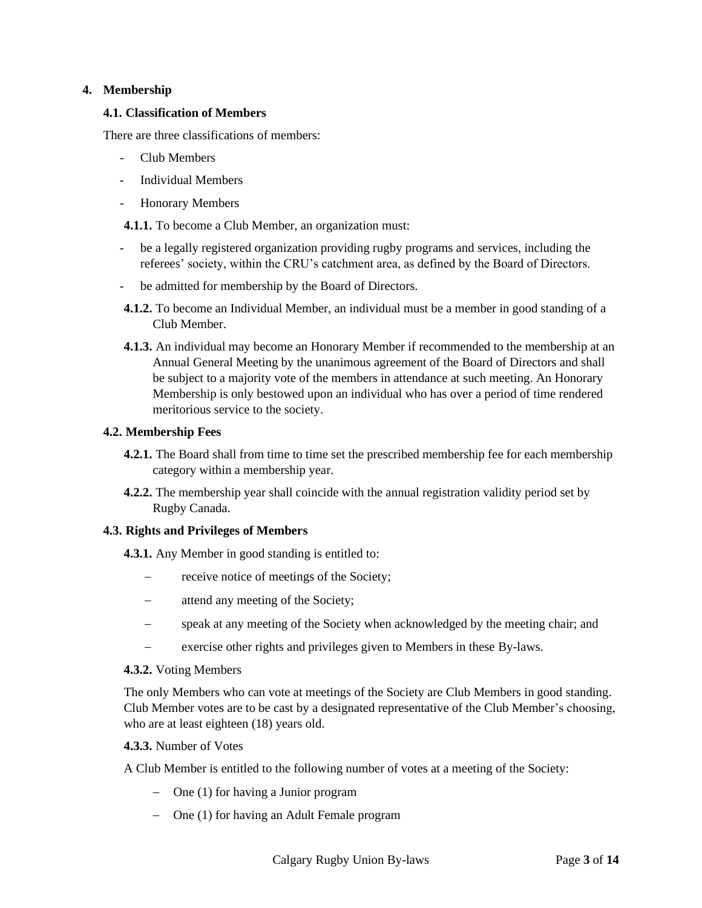## 4. Membership

### 4.1. Classification of Members

There are three classifications of members:

- Club Members
- Individual Members
- Honorary Members

**4.1.1.** To become a Club Member, an organization must:

- be a legally registered organization providing rugby programs and services, including the referees' society, within the CRU's catchment area, as defined by the Board of Directors.
- be admitted for membership by the Board of Directors.

**4.1.2.** To become an Individual Member, an individual must be a member in good standing of a Club Member.

**4.1.3.** An individual may become an Honorary Member if recommended to the membership at an Annual General Meeting by the unanimous agreement of the Board of Directors and shall be subject to a majority vote of the members in attendance at such meeting. An Honorary Membership is only bestowed upon an individual who has over a period of time rendered meritorious service to the society.

### 4.2. Membership Fees

**4.2.1.** The Board shall from time to time set the prescribed membership fee for each membership category within a membership year.

**4.2.2.** The membership year shall coincide with the annual registration validity period set by Rugby Canada.

### 4.3. Rights and Privileges of Members

**4.3.1.** Any Member in good standing is entitled to:

- receive notice of meetings of the Society;
- attend any meeting of the Society;
- speak at any meeting of the Society when acknowledged by the meeting chair; and
- exercise other rights and privileges given to Members in these By-laws.

**4.3.2.** Voting Members

The only Members who can vote at meetings of the Society are Club Members in good standing. Club Member votes are to be cast by a designated representative of the Club Member's choosing, who are at least eighteen (18) years old.

**4.3.3.** Number of Votes

A Club Member is entitled to the following number of votes at a meeting of the Society:

- One (1) for having a Junior program
- One (1) for having an Adult Female program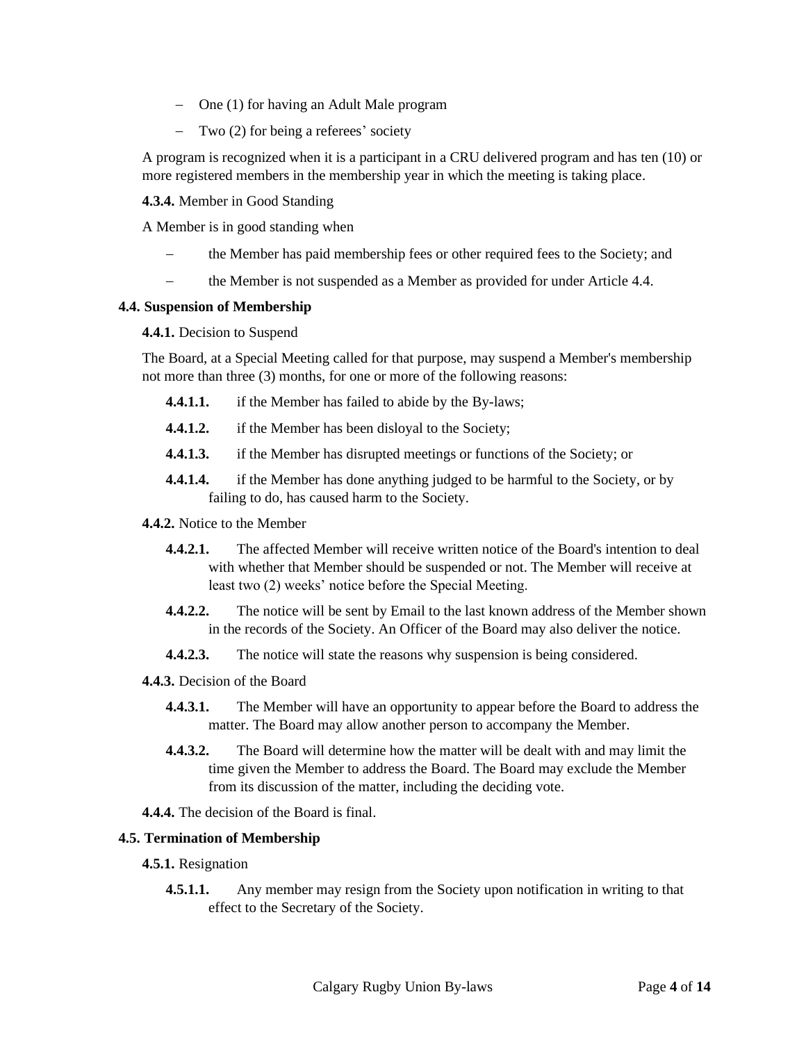- One (1) for having an Adult Male program
- Two (2) for being a referees' society

A program is recognized when it is a participant in a CRU delivered program and has ten (10) or more registered members in the membership year in which the meeting is taking place.

**4.3.4.** Member in Good Standing

A Member is in good standing when

- the Member has paid membership fees or other required fees to the Society; and
- the Member is not suspended as a Member as provided for under Article 4.4.

### 4.4. Suspension of Membership

**4.4.1.** Decision to Suspend

The Board, at a Special Meeting called for that purpose, may suspend a Member's membership not more than three (3) months, for one or more of the following reasons:

**4.4.1.1.** if the Member has failed to abide by the By-laws;

**4.4.1.2.** if the Member has been disloyal to the Society;

**4.4.1.3.** if the Member has disrupted meetings or functions of the Society; or

**4.4.1.4.** if the Member has done anything judged to be harmful to the Society, or by failing to do, has caused harm to the Society.

**4.4.2.** Notice to the Member

**4.4.2.1.** The affected Member will receive written notice of the Board's intention to deal with whether that Member should be suspended or not. The Member will receive at least two (2) weeks' notice before the Special Meeting.

**4.4.2.2.** The notice will be sent by Email to the last known address of the Member shown in the records of the Society. An Officer of the Board may also deliver the notice.

**4.4.2.3.** The notice will state the reasons why suspension is being considered.

**4.4.3.** Decision of the Board

**4.4.3.1.** The Member will have an opportunity to appear before the Board to address the matter. The Board may allow another person to accompany the Member.

**4.4.3.2.** The Board will determine how the matter will be dealt with and may limit the time given the Member to address the Board. The Board may exclude the Member from its discussion of the matter, including the deciding vote.

**4.4.4.** The decision of the Board is final.

### 4.5. Termination of Membership

**4.5.1.** Resignation

**4.5.1.1.** Any member may resign from the Society upon notification in writing to that effect to the Secretary of the Society.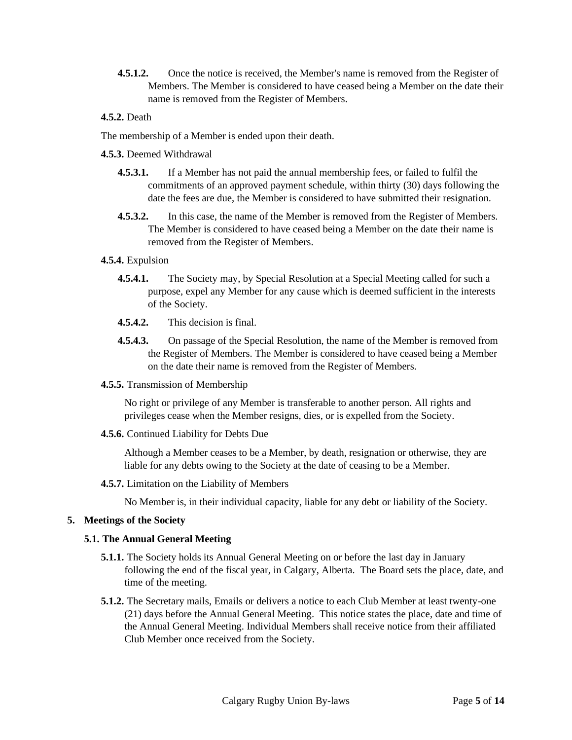**4.5.1.2.** Once the notice is received, the Member's name is removed from the Register of Members. The Member is considered to have ceased being a Member on the date their name is removed from the Register of Members.

**4.5.2.** Death

The membership of a Member is ended upon their death.

**4.5.3.** Deemed Withdrawal

**4.5.3.1.** If a Member has not paid the annual membership fees, or failed to fulfil the commitments of an approved payment schedule, within thirty (30) days following the date the fees are due, the Member is considered to have submitted their resignation.

**4.5.3.2.** In this case, the name of the Member is removed from the Register of Members. The Member is considered to have ceased being a Member on the date their name is removed from the Register of Members.

**4.5.4.** Expulsion

**4.5.4.1.** The Society may, by Special Resolution at a Special Meeting called for such a purpose, expel any Member for any cause which is deemed sufficient in the interests of the Society.

**4.5.4.2.** This decision is final.

**4.5.4.3.** On passage of the Special Resolution, the name of the Member is removed from the Register of Members. The Member is considered to have ceased being a Member on the date their name is removed from the Register of Members.

**4.5.5.** Transmission of Membership

No right or privilege of any Member is transferable to another person. All rights and privileges cease when the Member resigns, dies, or is expelled from the Society.

**4.5.6.** Continued Liability for Debts Due

Although a Member ceases to be a Member, by death, resignation or otherwise, they are liable for any debts owing to the Society at the date of ceasing to be a Member.

**4.5.7.** Limitation on the Liability of Members

No Member is, in their individual capacity, liable for any debt or liability of the Society.

## 5. Meetings of the Society

### 5.1. The Annual General Meeting

**5.1.1.** The Society holds its Annual General Meeting on or before the last day in January following the end of the fiscal year, in Calgary, Alberta. The Board sets the place, date, and time of the meeting.

**5.1.2.** The Secretary mails, Emails or delivers a notice to each Club Member at least twenty-one (21) days before the Annual General Meeting. This notice states the place, date and time of the Annual General Meeting. Individual Members shall receive notice from their affiliated Club Member once received from the Society.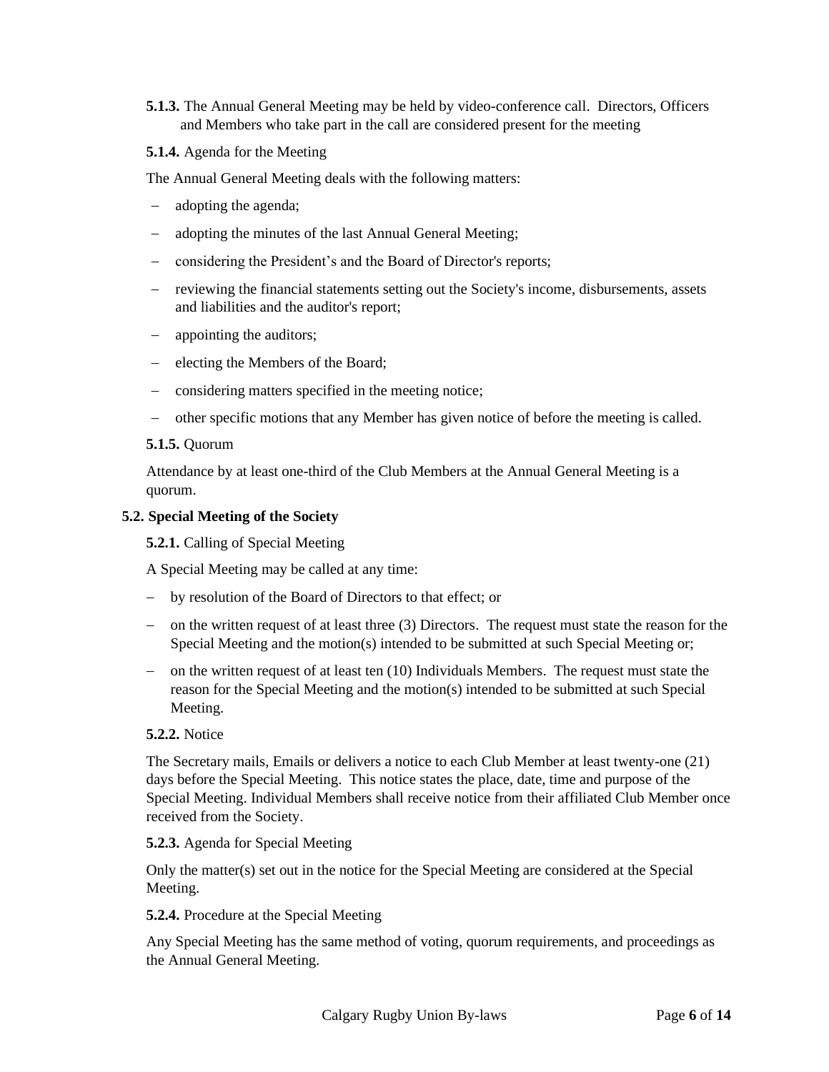**5.1.3.** The Annual General Meeting may be held by video-conference call. Directors, Officers and Members who take part in the call are considered present for the meeting

**5.1.4.** Agenda for the Meeting

The Annual General Meeting deals with the following matters:

- adopting the agenda;
- adopting the minutes of the last Annual General Meeting;
- considering the President's and the Board of Director's reports;
- reviewing the financial statements setting out the Society's income, disbursements, assets and liabilities and the auditor's report;
- appointing the auditors;
- electing the Members of the Board;
- considering matters specified in the meeting notice;
- other specific motions that any Member has given notice of before the meeting is called.

**5.1.5.** Quorum

Attendance by at least one-third of the Club Members at the Annual General Meeting is a quorum.

**5.2. Special Meeting of the Society**

**5.2.1.** Calling of Special Meeting

A Special Meeting may be called at any time:

- by resolution of the Board of Directors to that effect; or
- on the written request of at least three (3) Directors. The request must state the reason for the Special Meeting and the motion(s) intended to be submitted at such Special Meeting or;
- on the written request of at least ten (10) Individuals Members. The request must state the reason for the Special Meeting and the motion(s) intended to be submitted at such Special Meeting.

**5.2.2.** Notice

The Secretary mails, Emails or delivers a notice to each Club Member at least twenty-one (21) days before the Special Meeting. This notice states the place, date, time and purpose of the Special Meeting. Individual Members shall receive notice from their affiliated Club Member once received from the Society.

**5.2.3.** Agenda for Special Meeting

Only the matter(s) set out in the notice for the Special Meeting are considered at the Special Meeting.

**5.2.4.** Procedure at the Special Meeting

Any Special Meeting has the same method of voting, quorum requirements, and proceedings as the Annual General Meeting.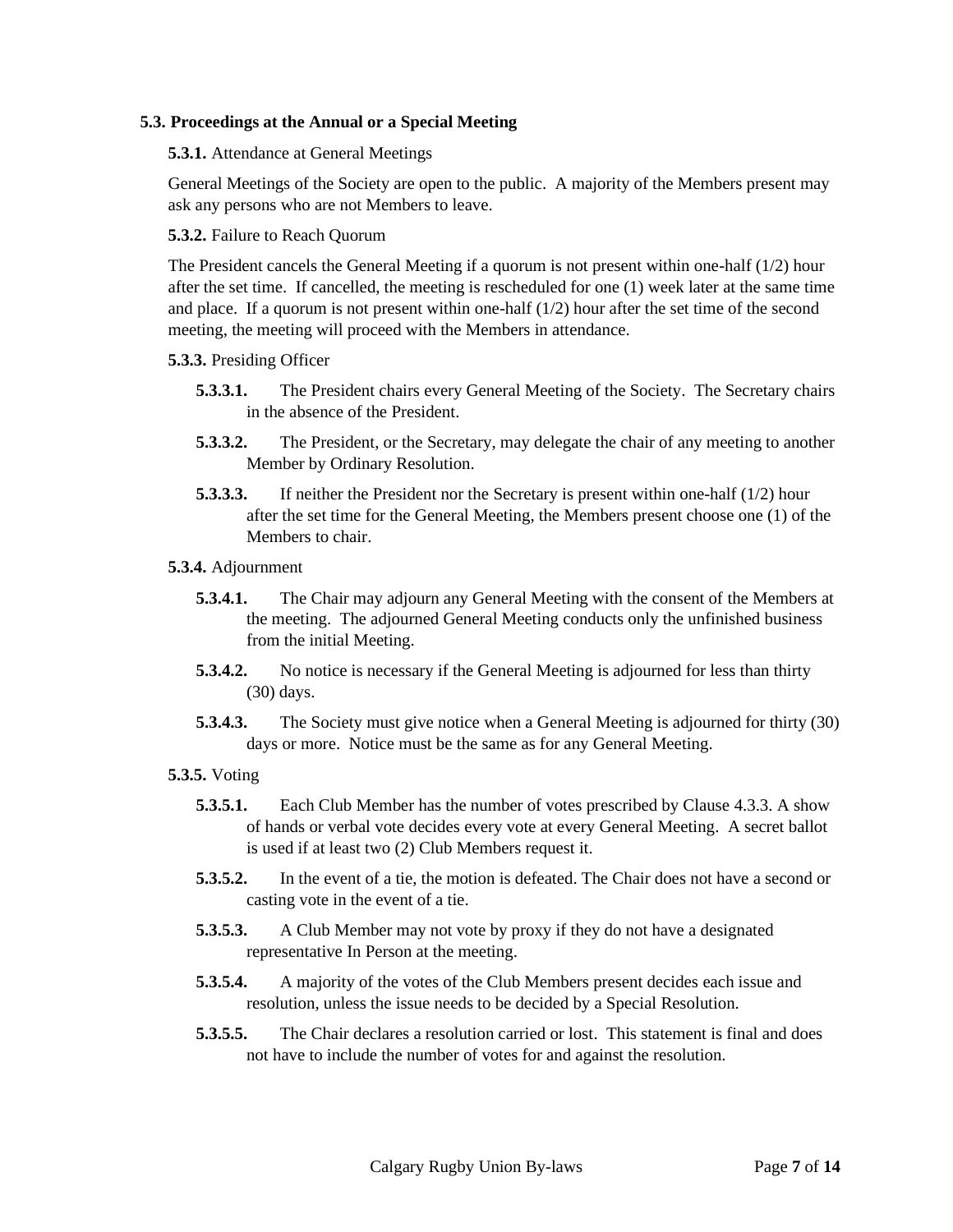### 5.3. Proceedings at the Annual or a Special Meeting

**5.3.1.** Attendance at General Meetings

General Meetings of the Society are open to the public. A majority of the Members present may ask any persons who are not Members to leave.

**5.3.2.** Failure to Reach Quorum

The President cancels the General Meeting if a quorum is not present within one-half (1/2) hour after the set time. If cancelled, the meeting is rescheduled for one (1) week later at the same time and place. If a quorum is not present within one-half (1/2) hour after the set time of the second meeting, the meeting will proceed with the Members in attendance.

**5.3.3.** Presiding Officer

**5.3.3.1.** The President chairs every General Meeting of the Society. The Secretary chairs in the absence of the President.

**5.3.3.2.** The President, or the Secretary, may delegate the chair of any meeting to another Member by Ordinary Resolution.

**5.3.3.3.** If neither the President nor the Secretary is present within one-half (1/2) hour after the set time for the General Meeting, the Members present choose one (1) of the Members to chair.

**5.3.4.** Adjournment

**5.3.4.1.** The Chair may adjourn any General Meeting with the consent of the Members at the meeting. The adjourned General Meeting conducts only the unfinished business from the initial Meeting.

**5.3.4.2.** No notice is necessary if the General Meeting is adjourned for less than thirty (30) days.

**5.3.4.3.** The Society must give notice when a General Meeting is adjourned for thirty (30) days or more. Notice must be the same as for any General Meeting.

**5.3.5.** Voting

**5.3.5.1.** Each Club Member has the number of votes prescribed by Clause 4.3.3. A show of hands or verbal vote decides every vote at every General Meeting. A secret ballot is used if at least two (2) Club Members request it.

**5.3.5.2.** In the event of a tie, the motion is defeated. The Chair does not have a second or casting vote in the event of a tie.

**5.3.5.3.** A Club Member may not vote by proxy if they do not have a designated representative In Person at the meeting.

**5.3.5.4.** A majority of the votes of the Club Members present decides each issue and resolution, unless the issue needs to be decided by a Special Resolution.

**5.3.5.5.** The Chair declares a resolution carried or lost. This statement is final and does not have to include the number of votes for and against the resolution.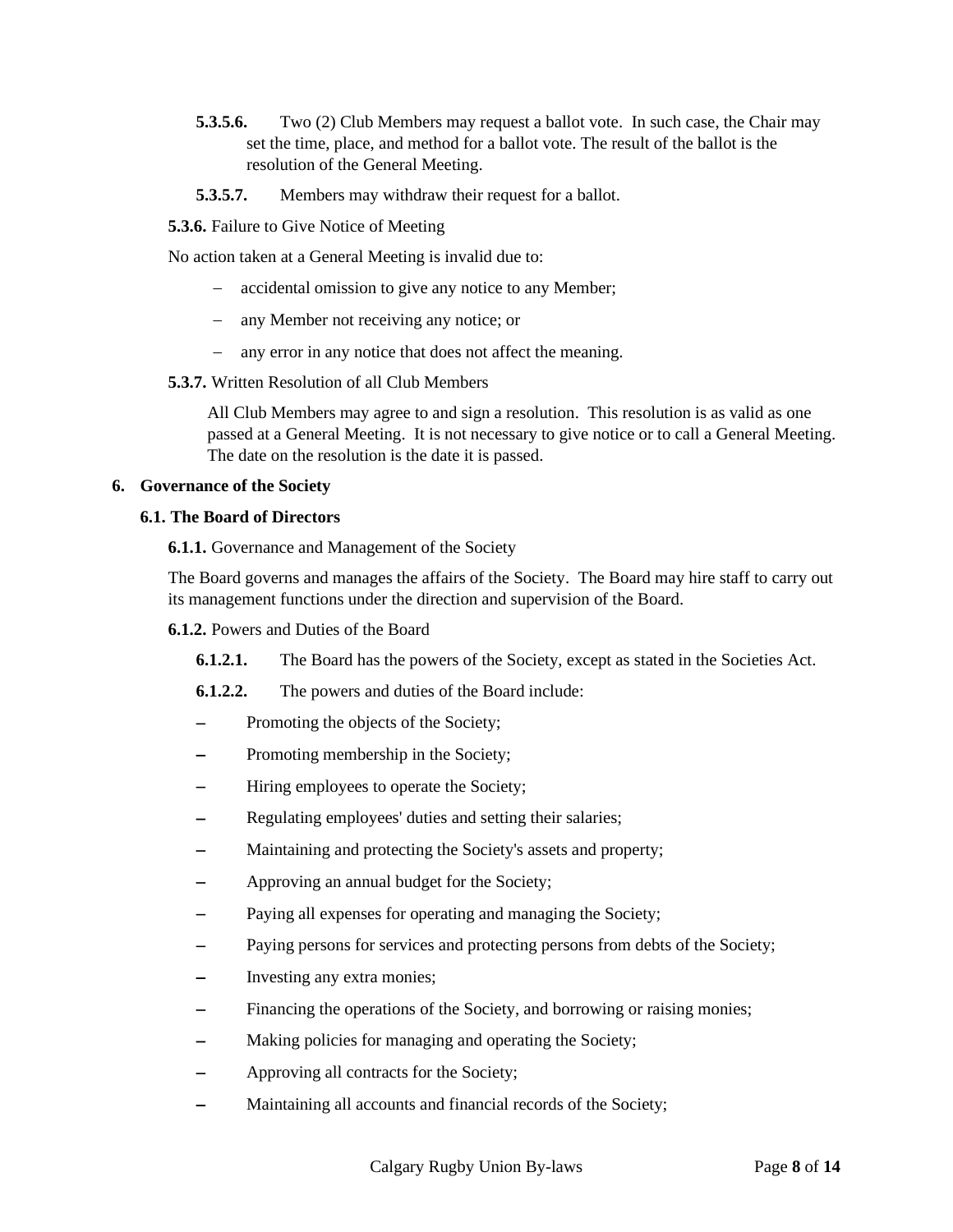**5.3.5.6.** Two (2) Club Members may request a ballot vote. In such case, the Chair may set the time, place, and method for a ballot vote. The result of the ballot is the resolution of the General Meeting.

**5.3.5.7.** Members may withdraw their request for a ballot.

**5.3.6.** Failure to Give Notice of Meeting

No action taken at a General Meeting is invalid due to:

- accidental omission to give any notice to any Member;
- any Member not receiving any notice; or
- any error in any notice that does not affect the meaning.

**5.3.7.** Written Resolution of all Club Members

All Club Members may agree to and sign a resolution. This resolution is as valid as one passed at a General Meeting. It is not necessary to give notice or to call a General Meeting. The date on the resolution is the date it is passed.

## 6. Governance of the Society

### 6.1. The Board of Directors

**6.1.1.** Governance and Management of the Society

The Board governs and manages the affairs of the Society. The Board may hire staff to carry out its management functions under the direction and supervision of the Board.

**6.1.2.** Powers and Duties of the Board

**6.1.2.1.** The Board has the powers of the Society, except as stated in the Societies Act.

**6.1.2.2.** The powers and duties of the Board include:

- Promoting the objects of the Society;
- Promoting membership in the Society;
- Hiring employees to operate the Society;
- Regulating employees' duties and setting their salaries;
- Maintaining and protecting the Society's assets and property;
- Approving an annual budget for the Society;
- Paying all expenses for operating and managing the Society;
- Paying persons for services and protecting persons from debts of the Society;
- Investing any extra monies;
- Financing the operations of the Society, and borrowing or raising monies;
- Making policies for managing and operating the Society;
- Approving all contracts for the Society;
- Maintaining all accounts and financial records of the Society;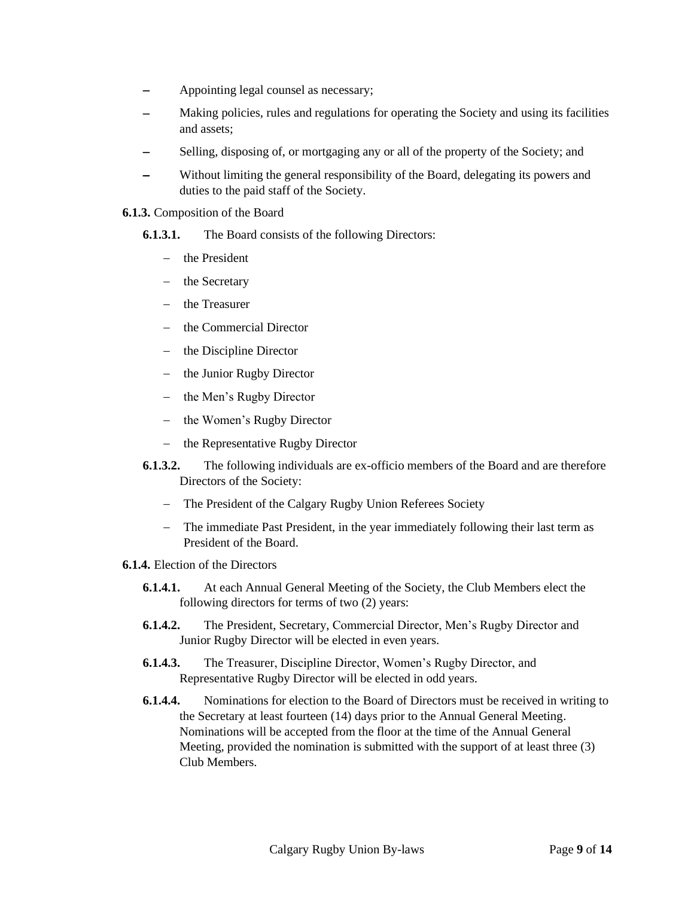- Appointing legal counsel as necessary;
- Making policies, rules and regulations for operating the Society and using its facilities and assets;
- Selling, disposing of, or mortgaging any or all of the property of the Society; and
- Without limiting the general responsibility of the Board, delegating its powers and duties to the paid staff of the Society.

**6.1.3.** Composition of the Board

**6.1.3.1.** The Board consists of the following Directors:

- the President
- the Secretary
- the Treasurer
- the Commercial Director
- the Discipline Director
- the Junior Rugby Director
- the Men's Rugby Director
- the Women's Rugby Director
- the Representative Rugby Director

**6.1.3.2.** The following individuals are ex-officio members of the Board and are therefore Directors of the Society:

- The President of the Calgary Rugby Union Referees Society
- The immediate Past President, in the year immediately following their last term as President of the Board.

**6.1.4.** Election of the Directors

**6.1.4.1.** At each Annual General Meeting of the Society, the Club Members elect the following directors for terms of two (2) years:

**6.1.4.2.** The President, Secretary, Commercial Director, Men's Rugby Director and Junior Rugby Director will be elected in even years.

**6.1.4.3.** The Treasurer, Discipline Director, Women's Rugby Director, and Representative Rugby Director will be elected in odd years.

**6.1.4.4.** Nominations for election to the Board of Directors must be received in writing to the Secretary at least fourteen (14) days prior to the Annual General Meeting. Nominations will be accepted from the floor at the time of the Annual General Meeting, provided the nomination is submitted with the support of at least three (3) Club Members.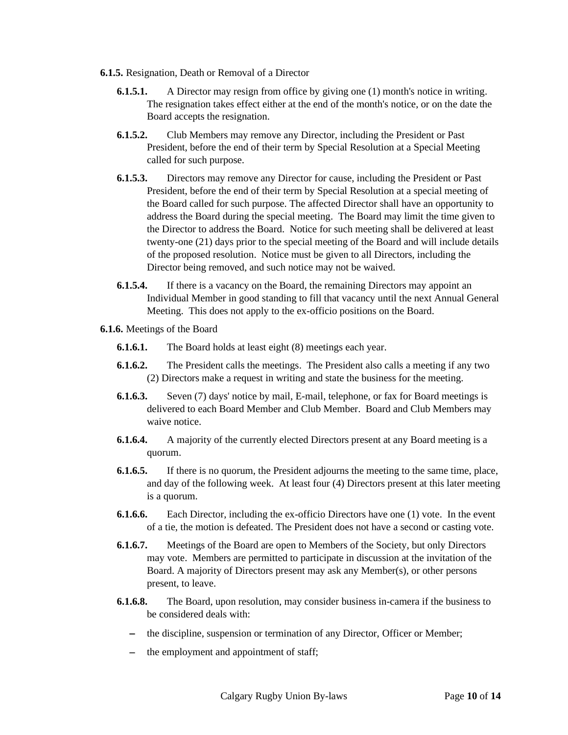**6.1.5.** Resignation, Death or Removal of a Director

**6.1.5.1.** A Director may resign from office by giving one (1) month's notice in writing. The resignation takes effect either at the end of the month's notice, or on the date the Board accepts the resignation.

**6.1.5.2.** Club Members may remove any Director, including the President or Past President, before the end of their term by Special Resolution at a Special Meeting called for such purpose.

**6.1.5.3.** Directors may remove any Director for cause, including the President or Past President, before the end of their term by Special Resolution at a special meeting of the Board called for such purpose. The affected Director shall have an opportunity to address the Board during the special meeting. The Board may limit the time given to the Director to address the Board. Notice for such meeting shall be delivered at least twenty-one (21) days prior to the special meeting of the Board and will include details of the proposed resolution. Notice must be given to all Directors, including the Director being removed, and such notice may not be waived.

**6.1.5.4.** If there is a vacancy on the Board, the remaining Directors may appoint an Individual Member in good standing to fill that vacancy until the next Annual General Meeting. This does not apply to the ex-officio positions on the Board.

**6.1.6.** Meetings of the Board

**6.1.6.1.** The Board holds at least eight (8) meetings each year.

**6.1.6.2.** The President calls the meetings. The President also calls a meeting if any two (2) Directors make a request in writing and state the business for the meeting.

**6.1.6.3.** Seven (7) days' notice by mail, E-mail, telephone, or fax for Board meetings is delivered to each Board Member and Club Member. Board and Club Members may waive notice.

**6.1.6.4.** A majority of the currently elected Directors present at any Board meeting is a quorum.

**6.1.6.5.** If there is no quorum, the President adjourns the meeting to the same time, place, and day of the following week. At least four (4) Directors present at this later meeting is a quorum.

**6.1.6.6.** Each Director, including the ex-officio Directors have one (1) vote. In the event of a tie, the motion is defeated. The President does not have a second or casting vote.

**6.1.6.7.** Meetings of the Board are open to Members of the Society, but only Directors may vote. Members are permitted to participate in discussion at the invitation of the Board. A majority of Directors present may ask any Member(s), or other persons present, to leave.

**6.1.6.8.** The Board, upon resolution, may consider business in-camera if the business to be considered deals with:

- the discipline, suspension or termination of any Director, Officer or Member;
- the employment and appointment of staff;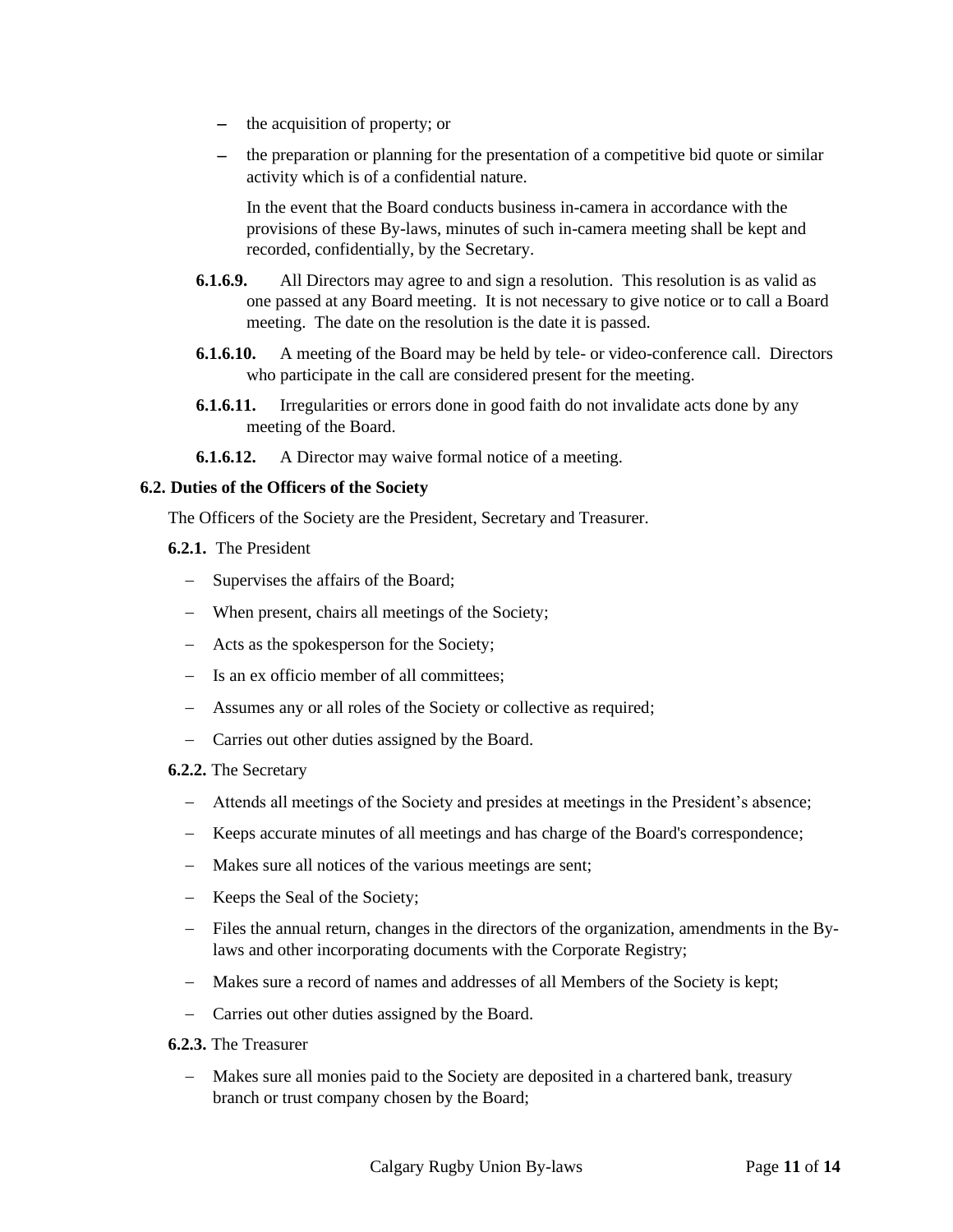- the acquisition of property; or
- the preparation or planning for the presentation of a competitive bid quote or similar activity which is of a confidential nature.

  In the event that the Board conducts business in-camera in accordance with the provisions of these By-laws, minutes of such in-camera meeting shall be kept and recorded, confidentially, by the Secretary.

**6.1.6.9.** All Directors may agree to and sign a resolution. This resolution is as valid as one passed at any Board meeting. It is not necessary to give notice or to call a Board meeting. The date on the resolution is the date it is passed.

**6.1.6.10.** A meeting of the Board may be held by tele- or video-conference call. Directors who participate in the call are considered present for the meeting.

**6.1.6.11.** Irregularities or errors done in good faith do not invalidate acts done by any meeting of the Board.

**6.1.6.12.** A Director may waive formal notice of a meeting.

**6.2. Duties of the Officers of the Society**

The Officers of the Society are the President, Secretary and Treasurer.

**6.2.1.** The President

- Supervises the affairs of the Board;
- When present, chairs all meetings of the Society;
- Acts as the spokesperson for the Society;
- Is an ex officio member of all committees;
- Assumes any or all roles of the Society or collective as required;
- Carries out other duties assigned by the Board.

**6.2.2.** The Secretary

- Attends all meetings of the Society and presides at meetings in the President's absence;
- Keeps accurate minutes of all meetings and has charge of the Board's correspondence;
- Makes sure all notices of the various meetings are sent;
- Keeps the Seal of the Society;
- Files the annual return, changes in the directors of the organization, amendments in the By-laws and other incorporating documents with the Corporate Registry;
- Makes sure a record of names and addresses of all Members of the Society is kept;
- Carries out other duties assigned by the Board.

**6.2.3.** The Treasurer

- Makes sure all monies paid to the Society are deposited in a chartered bank, treasury branch or trust company chosen by the Board;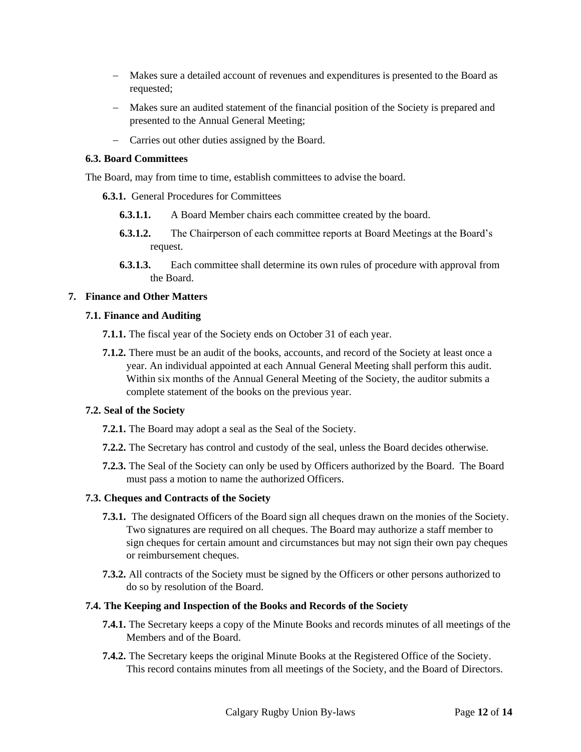- Makes sure a detailed account of revenues and expenditures is presented to the Board as requested;
- Makes sure an audited statement of the financial position of the Society is prepared and presented to the Annual General Meeting;
- Carries out other duties assigned by the Board.

### 6.3. Board Committees

The Board, may from time to time, establish committees to advise the board.

**6.3.1.** General Procedures for Committees

**6.3.1.1.** A Board Member chairs each committee created by the board.

**6.3.1.2.** The Chairperson of each committee reports at Board Meetings at the Board's request.

**6.3.1.3.** Each committee shall determine its own rules of procedure with approval from the Board.

## 7. Finance and Other Matters

### 7.1. Finance and Auditing

**7.1.1.** The fiscal year of the Society ends on October 31 of each year.

**7.1.2.** There must be an audit of the books, accounts, and record of the Society at least once a year. An individual appointed at each Annual General Meeting shall perform this audit. Within six months of the Annual General Meeting of the Society, the auditor submits a complete statement of the books on the previous year.

### 7.2. Seal of the Society

**7.2.1.** The Board may adopt a seal as the Seal of the Society.

**7.2.2.** The Secretary has control and custody of the seal, unless the Board decides otherwise.

**7.2.3.** The Seal of the Society can only be used by Officers authorized by the Board. The Board must pass a motion to name the authorized Officers.

### 7.3. Cheques and Contracts of the Society

**7.3.1.** The designated Officers of the Board sign all cheques drawn on the monies of the Society. Two signatures are required on all cheques. The Board may authorize a staff member to sign cheques for certain amount and circumstances but may not sign their own pay cheques or reimbursement cheques.

**7.3.2.** All contracts of the Society must be signed by the Officers or other persons authorized to do so by resolution of the Board.

### 7.4. The Keeping and Inspection of the Books and Records of the Society

**7.4.1.** The Secretary keeps a copy of the Minute Books and records minutes of all meetings of the Members and of the Board.

**7.4.2.** The Secretary keeps the original Minute Books at the Registered Office of the Society. This record contains minutes from all meetings of the Society, and the Board of Directors.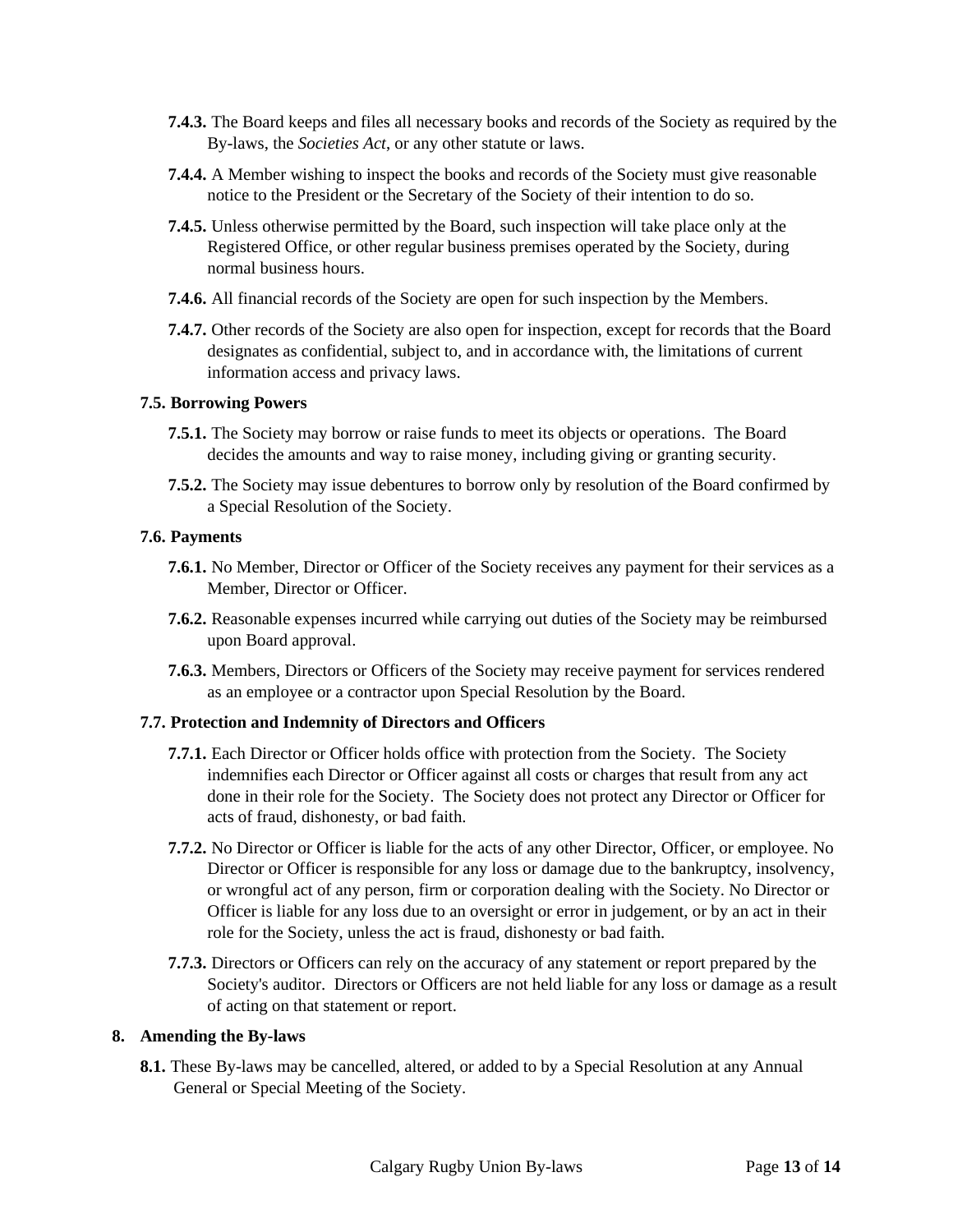**7.4.3.** The Board keeps and files all necessary books and records of the Society as required by the By-laws, the *Societies Act*, or any other statute or laws.

**7.4.4.** A Member wishing to inspect the books and records of the Society must give reasonable notice to the President or the Secretary of the Society of their intention to do so.

**7.4.5.** Unless otherwise permitted by the Board, such inspection will take place only at the Registered Office, or other regular business premises operated by the Society, during normal business hours.

**7.4.6.** All financial records of the Society are open for such inspection by the Members.

**7.4.7.** Other records of the Society are also open for inspection, except for records that the Board designates as confidential, subject to, and in accordance with, the limitations of current information access and privacy laws.

**7.5. Borrowing Powers**

**7.5.1.** The Society may borrow or raise funds to meet its objects or operations. The Board decides the amounts and way to raise money, including giving or granting security.

**7.5.2.** The Society may issue debentures to borrow only by resolution of the Board confirmed by a Special Resolution of the Society.

**7.6. Payments**

**7.6.1.** No Member, Director or Officer of the Society receives any payment for their services as a Member, Director or Officer.

**7.6.2.** Reasonable expenses incurred while carrying out duties of the Society may be reimbursed upon Board approval.

**7.6.3.** Members, Directors or Officers of the Society may receive payment for services rendered as an employee or a contractor upon Special Resolution by the Board.

**7.7. Protection and Indemnity of Directors and Officers**

**7.7.1.** Each Director or Officer holds office with protection from the Society. The Society indemnifies each Director or Officer against all costs or charges that result from any act done in their role for the Society. The Society does not protect any Director or Officer for acts of fraud, dishonesty, or bad faith.

**7.7.2.** No Director or Officer is liable for the acts of any other Director, Officer, or employee. No Director or Officer is responsible for any loss or damage due to the bankruptcy, insolvency, or wrongful act of any person, firm or corporation dealing with the Society. No Director or Officer is liable for any loss due to an oversight or error in judgement, or by an act in their role for the Society, unless the act is fraud, dishonesty or bad faith.

**7.7.3.** Directors or Officers can rely on the accuracy of any statement or report prepared by the Society's auditor. Directors or Officers are not held liable for any loss or damage as a result of acting on that statement or report.

## 8. Amending the By-laws

**8.1.** These By-laws may be cancelled, altered, or added to by a Special Resolution at any Annual General or Special Meeting of the Society.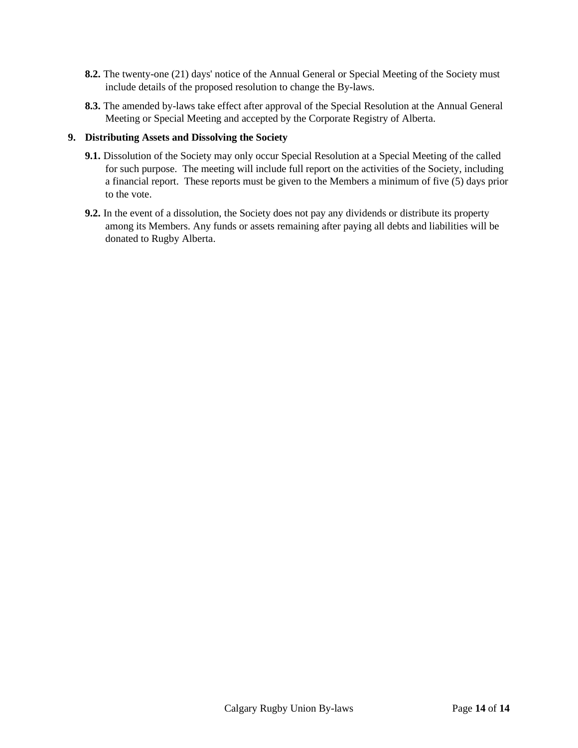**8.2.** The twenty-one (21) days' notice of the Annual General or Special Meeting of the Society must include details of the proposed resolution to change the By-laws.

**8.3.** The amended by-laws take effect after approval of the Special Resolution at the Annual General Meeting or Special Meeting and accepted by the Corporate Registry of Alberta.

## 9. Distributing Assets and Dissolving the Society

**9.1.** Dissolution of the Society may only occur Special Resolution at a Special Meeting of the called for such purpose. The meeting will include full report on the activities of the Society, including a financial report. These reports must be given to the Members a minimum of five (5) days prior to the vote.

**9.2.** In the event of a dissolution, the Society does not pay any dividends or distribute its property among its Members. Any funds or assets remaining after paying all debts and liabilities will be donated to Rugby Alberta.